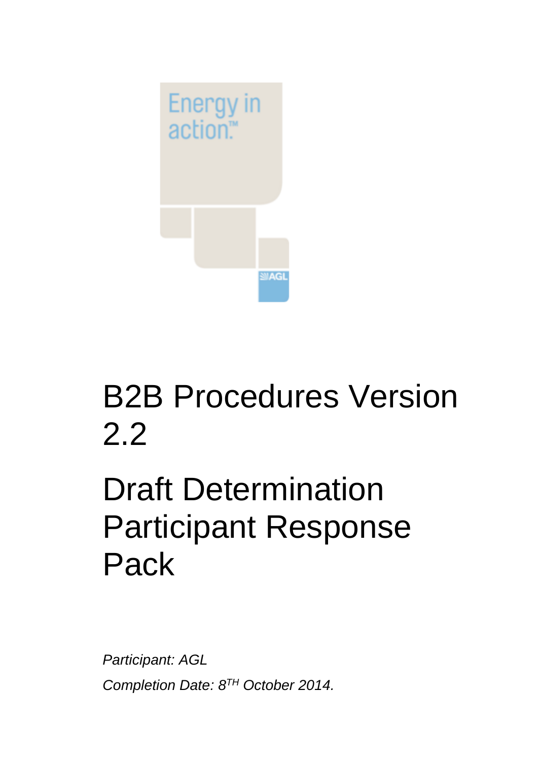Energy in action.™

AGL

# B2B Procedures Version 2.2

# Draft Determination Participant Response Pack

*Participant: AGL*

*Completion Date: 8TH October 2014.*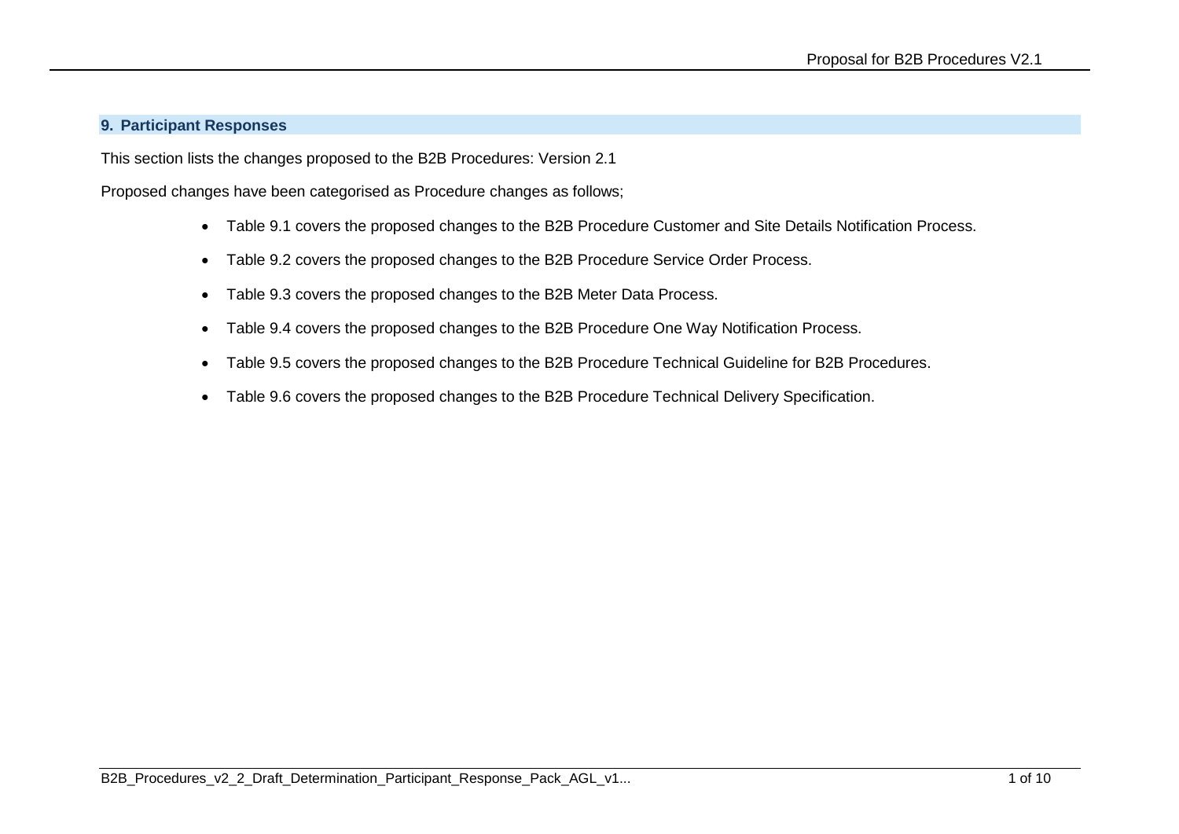## 9. Participant Responses

This section lists the changes proposed to the B2B Procedures: Version 2.1

Proposed changes have been categorised as Procedure changes as follows;

- Table 9.1 covers the proposed changes to the B2B Procedure Customer and Site Details Notification Process.
- Table 9.2 covers the proposed changes to the B2B Procedure Service Order Process.
- Table 9.3 covers the proposed changes to the B2B Meter Data Process.
- Table 9.4 covers the proposed changes to the B2B Procedure One Way Notification Process.
- Table 9.5 covers the proposed changes to the B2B Procedure Technical Guideline for B2B Procedures.
- Table 9.6 covers the proposed changes to the B2B Procedure Technical Delivery Specification.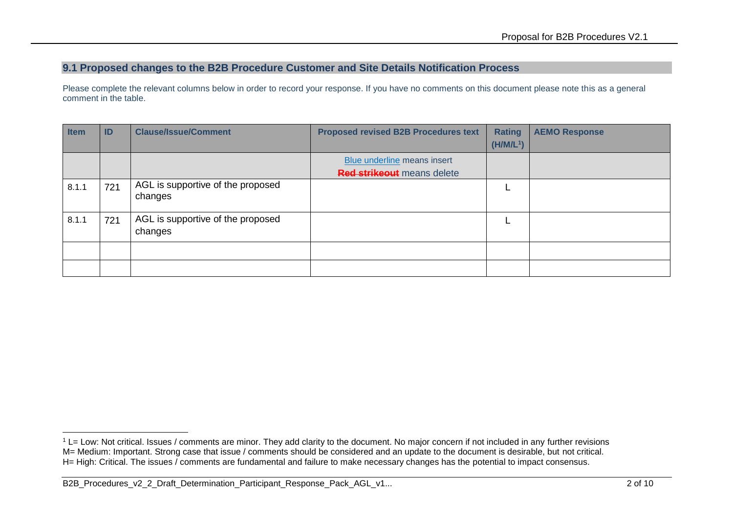## 9.1 Proposed changes to the B2B Procedure Customer and Site Details Notification Process

Please complete the relevant columns below in order to record your response. If you have no comments on this document please note this as a general comment in the table.

| Item | ID | Clause/Issue/Comment | Proposed revised B2B Procedures text | Rating (H/M/L[1]) | AEMO Response |
|---|---|---|---|---|---|
| | | | Blue underline means insert<br>~~Red strikeout~~ means delete | | |
| 8.1.1 | 721 | AGL is supportive of the proposed changes | | L | |
| 8.1.1 | 721 | AGL is supportive of the proposed changes | | L | |
| | | | | | |
| | | | | | |

[1] L= Low: Not critical. Issues / comments are minor. They add clarity to the document. No major concern if not included in any further revisions
M= Medium: Important. Strong case that issue / comments should be considered and an update to the document is desirable, but not critical.
H= High: Critical. The issues / comments are fundamental and failure to make necessary changes has the potential to impact consensus.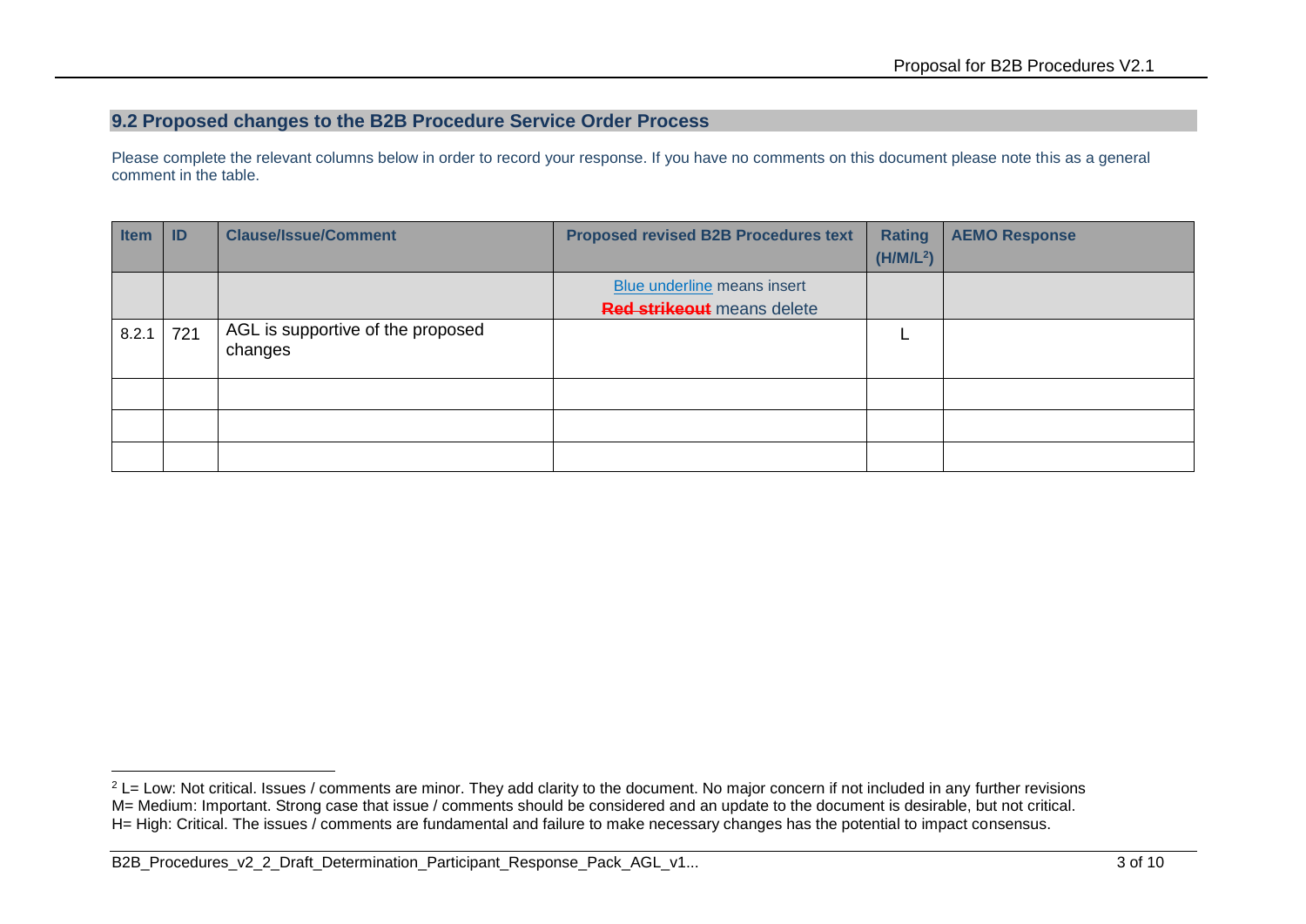## 9.2 Proposed changes to the B2B Procedure Service Order Process

Please complete the relevant columns below in order to record your response. If you have no comments on this document please note this as a general comment in the table.

| Item | ID | Clause/Issue/Comment | Proposed revised B2B Procedures text | Rating (H/M/L[2]) | AEMO Response |
|---|---|---|---|---|---|
| | | | Blue underline means insert<br>~~Red strikeout~~ means delete | | |
| 8.2.1 | 721 | AGL is supportive of the proposed changes | | L | |
| | | | | | |
| | | | | | |
| | | | | | |

[2] L= Low: Not critical. Issues / comments are minor. They add clarity to the document. No major concern if not included in any further revisions
M= Medium: Important. Strong case that issue / comments should be considered and an update to the document is desirable, but not critical.
H= High: Critical. The issues / comments are fundamental and failure to make necessary changes has the potential to impact consensus.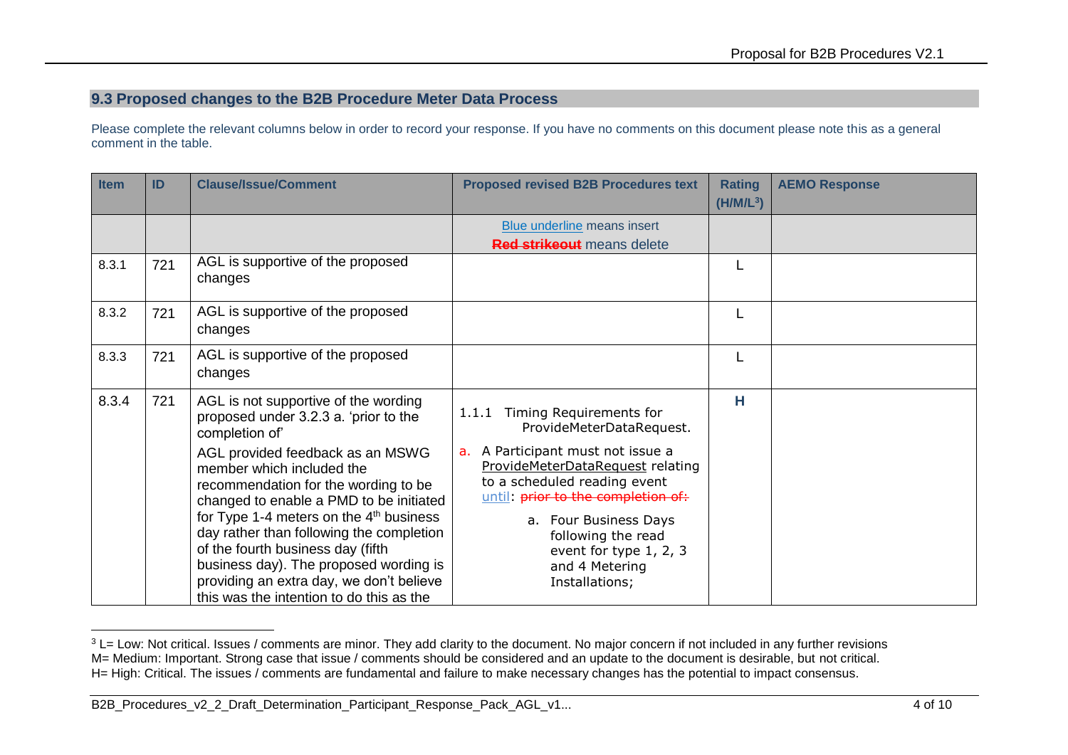## 9.3 Proposed changes to the B2B Procedure Meter Data Process

Please complete the relevant columns below in order to record your response. If you have no comments on this document please note this as a general comment in the table.

| Item | ID | Clause/Issue/Comment | Proposed revised B2B Procedures text | Rating (H/M/L[3]) | AEMO Response |
|---|---|---|---|---|---|
| | | | Blue underline means insert<br>~~Red strikeout~~ means delete | | |
| 8.3.1 | 721 | AGL is supportive of the proposed changes | | L | |
| 8.3.2 | 721 | AGL is supportive of the proposed changes | | L | |
| 8.3.3 | 721 | AGL is supportive of the proposed changes | | L | |
| 8.3.4 | 721 | AGL is not supportive of the wording proposed under 3.2.3 a. 'prior to the completion of'<br><br>AGL provided feedback as an MSWG member which included the recommendation for the wording to be changed to enable a PMD to be initiated for Type 1-4 meters on the 4th business day rather than following the completion of the fourth business day (fifth business day). The proposed wording is providing an extra day, we don't believe this was the intention to do this as the | 1.1.1 Timing Requirements for ProvideMeterDataRequest.<br><br>a. A Participant must not issue a ProvideMeterDataRequest relating to a scheduled reading event until: ~~prior to the completion of:~~<br><br>a. Four Business Days following the read event for type 1, 2, 3 and 4 Metering Installations; | **H** | |

[3] L= Low: Not critical. Issues / comments are minor. They add clarity to the document. No major concern if not included in any further revisions
M= Medium: Important. Strong case that issue / comments should be considered and an update to the document is desirable, but not critical.
H= High: Critical. The issues / comments are fundamental and failure to make necessary changes has the potential to impact consensus.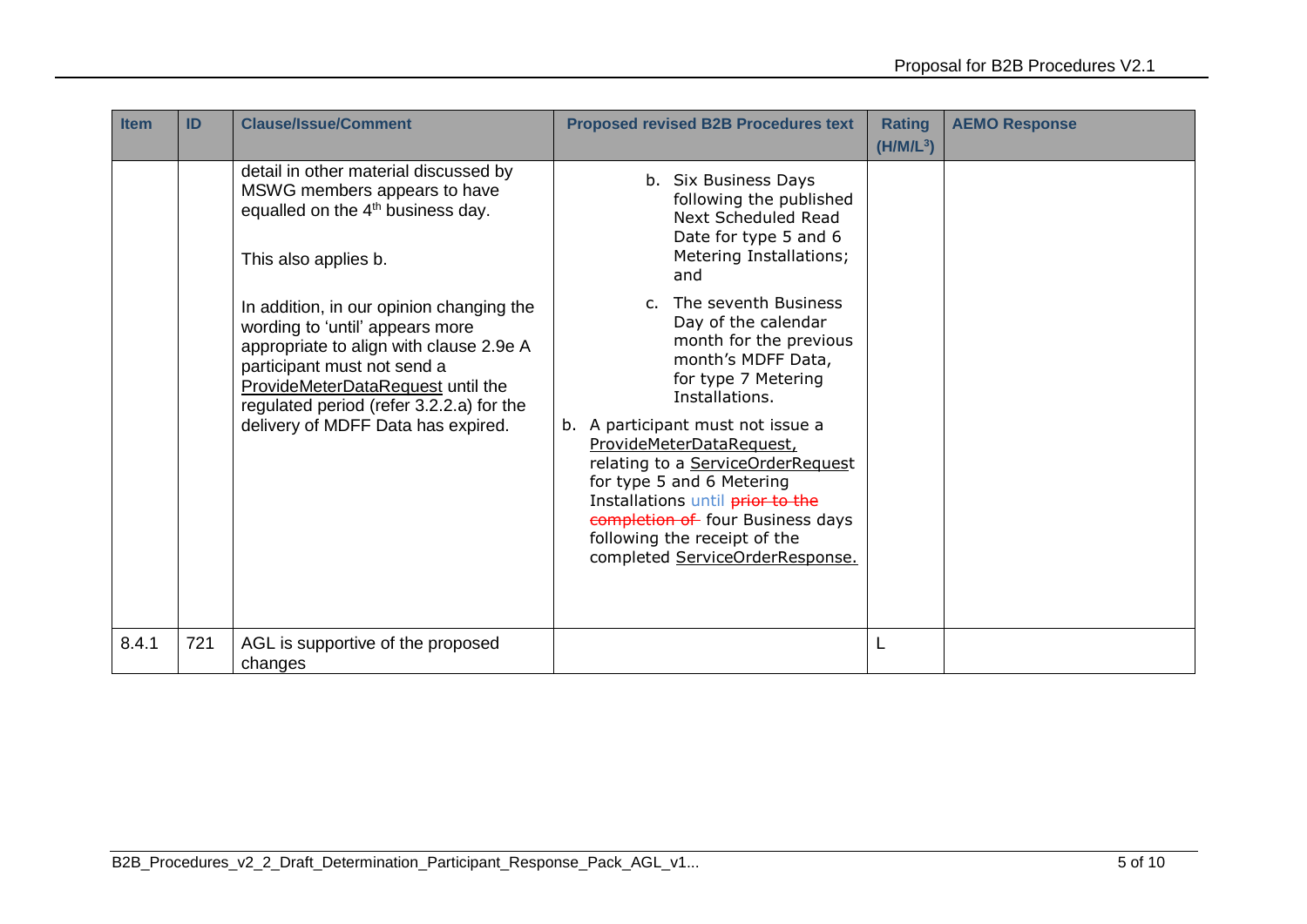| Item | ID | Clause/Issue/Comment | Proposed revised B2B Procedures text | Rating (H/M/L[3]) | AEMO Response |
|---|---|---|---|---|---|
| | | detail in other material discussed by MSWG members appears to have equalled on the 4[th] business day.<br><br>This also applies b.<br><br>In addition, in our opinion changing the wording to 'until' appears more appropriate to align with clause 2.9e A participant must not send a ProvideMeterDataRequest until the regulated period (refer 3.2.2.a) for the delivery of MDFF Data has expired. | b. Six Business Days following the published Next Scheduled Read Date for type 5 and 6 Metering Installations; and<br><br>c. The seventh Business Day of the calendar month for the previous month's MDFF Data, for type 7 Metering Installations.<br><br>b. A participant must not issue a ProvideMeterDataRequest, relating to a ServiceOrderRequest for type 5 and 6 Metering Installations until ~~prior to the completion of~~ four Business days following the receipt of the completed ServiceOrderResponse. | | |
| 8.4.1 | 721 | AGL is supportive of the proposed changes | | L | |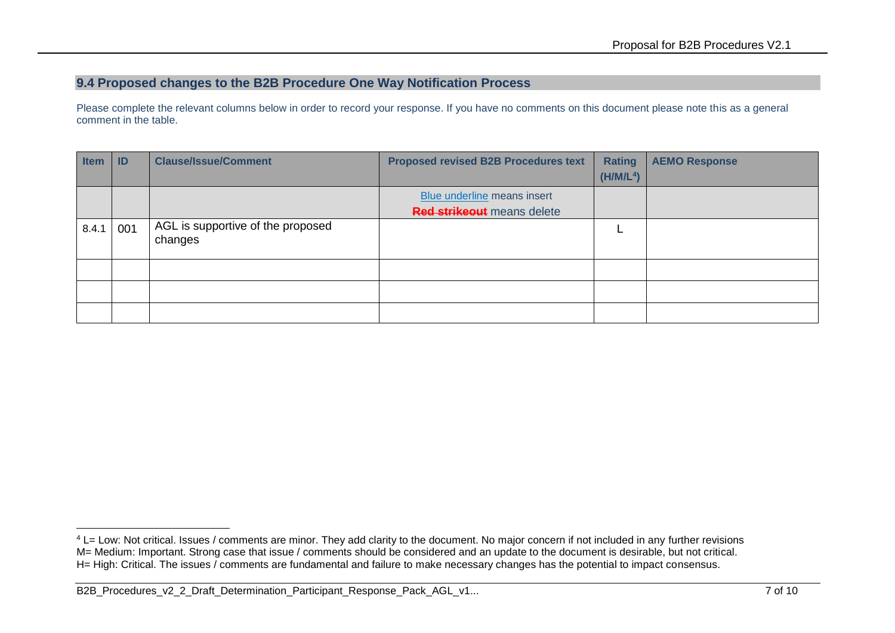## 9.4 Proposed changes to the B2B Procedure One Way Notification Process

Please complete the relevant columns below in order to record your response. If you have no comments on this document please note this as a general comment in the table.

| Item | ID | Clause/Issue/Comment | Proposed revised B2B Procedures text | Rating (H/M/L[4]) | AEMO Response |
|---|---|---|---|---|---|
| | | | Blue underline means insert<br>~~Red strikeout~~ means delete | | |
| 8.4.1 | 001 | AGL is supportive of the proposed changes | | L | |
| | | | | | |
| | | | | | |
| | | | | | |

[4] L= Low: Not critical. Issues / comments are minor. They add clarity to the document. No major concern if not included in any further revisions
M= Medium: Important. Strong case that issue / comments should be considered and an update to the document is desirable, but not critical.
H= High: Critical. The issues / comments are fundamental and failure to make necessary changes has the potential to impact consensus.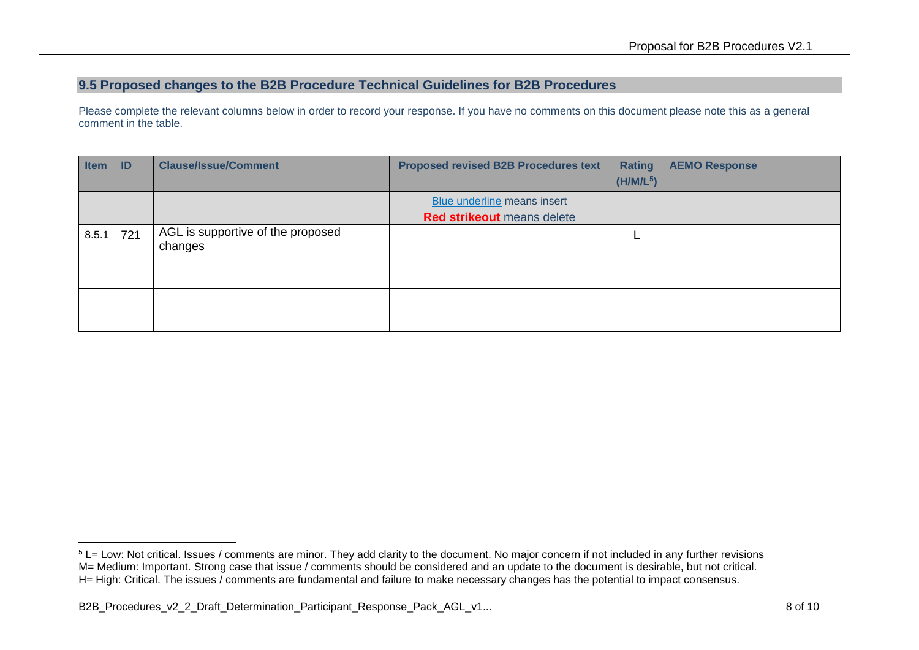## 9.5 Proposed changes to the B2B Procedure Technical Guidelines for B2B Procedures

Please complete the relevant columns below in order to record your response. If you have no comments on this document please note this as a general comment in the table.

| Item | ID | Clause/Issue/Comment | Proposed revised B2B Procedures text | Rating (H/M/L[5]) | AEMO Response |
|---|---|---|---|---|---|
| | | | Blue underline means insert<br>~~Red strikeout~~ means delete | | |
| 8.5.1 | 721 | AGL is supportive of the proposed changes | | L | |
| | | | | | |
| | | | | | |
| | | | | | |

[5] L= Low: Not critical. Issues / comments are minor. They add clarity to the document. No major concern if not included in any further revisions
M= Medium: Important. Strong case that issue / comments should be considered and an update to the document is desirable, but not critical.
H= High: Critical. The issues / comments are fundamental and failure to make necessary changes has the potential to impact consensus.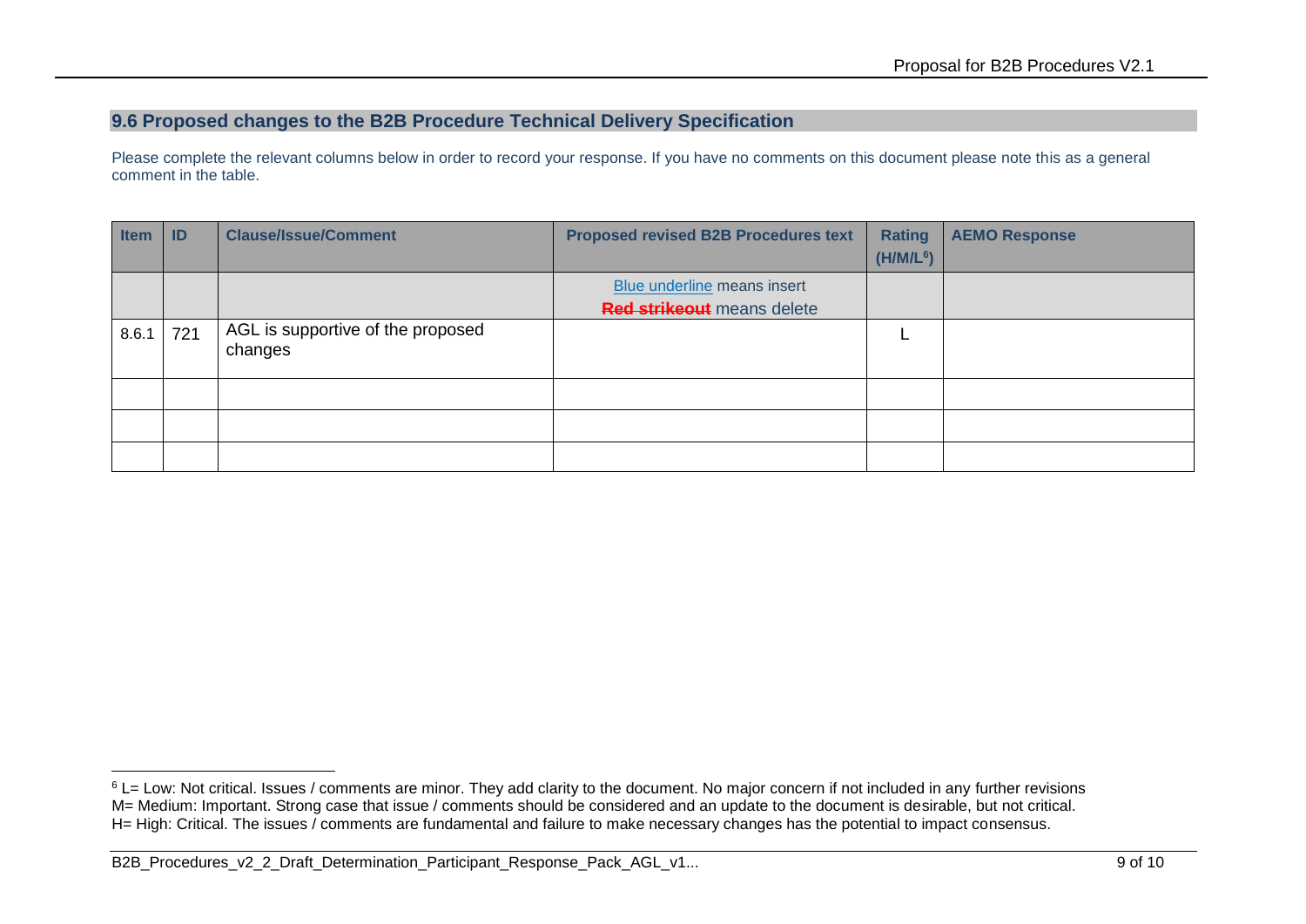## 9.6 Proposed changes to the B2B Procedure Technical Delivery Specification

Please complete the relevant columns below in order to record your response. If you have no comments on this document please note this as a general comment in the table.

| Item | ID | Clause/Issue/Comment | Proposed revised B2B Procedures text | Rating (H/M/L[6]) | AEMO Response |
|---|---|---|---|---|---|
| | | | Blue underline means insert<br>~~Red strikeout~~ means delete | | |
| 8.6.1 | 721 | AGL is supportive of the proposed changes | | L | |
| | | | | | |
| | | | | | |
| | | | | | |

[6] L= Low: Not critical. Issues / comments are minor. They add clarity to the document. No major concern if not included in any further revisions
M= Medium: Important. Strong case that issue / comments should be considered and an update to the document is desirable, but not critical.
H= High: Critical. The issues / comments are fundamental and failure to make necessary changes has the potential to impact consensus.